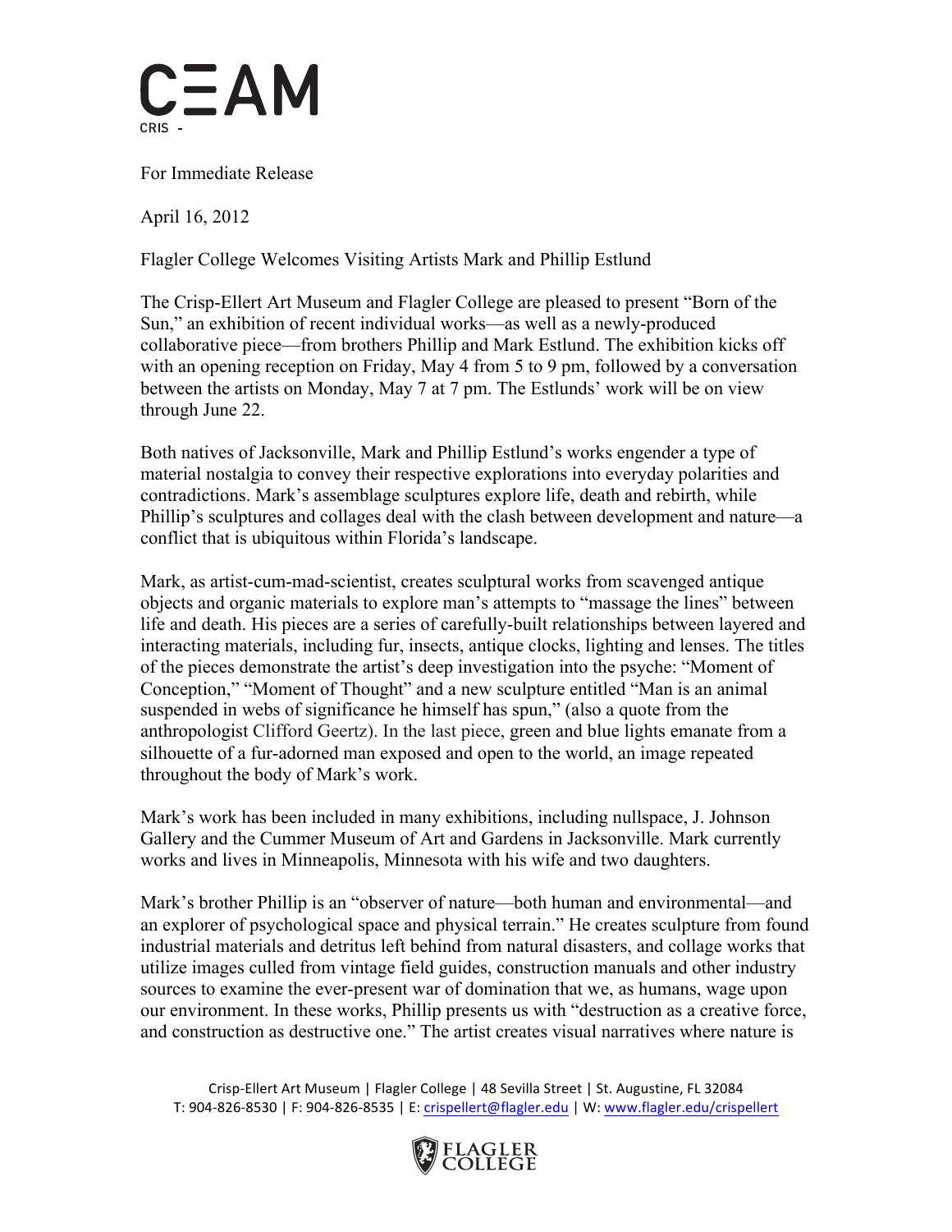CEAM

CRIS -

For Immediate Release

April 16, 2012

Flagler College Welcomes Visiting Artists Mark and Phillip Estlund

The Crisp-Ellert Art Museum and Flagler College are pleased to present "Born of the Sun," an exhibition of recent individual works—as well as a newly-produced collaborative piece—from brothers Phillip and Mark Estlund. The exhibition kicks off with an opening reception on Friday, May 4 from 5 to 9 pm, followed by a conversation between the artists on Monday, May 7 at 7 pm. The Estlunds' work will be on view through June 22.

Both natives of Jacksonville, Mark and Phillip Estlund's works engender a type of material nostalgia to convey their respective explorations into everyday polarities and contradictions. Mark's assemblage sculptures explore life, death and rebirth, while Phillip's sculptures and collages deal with the clash between development and nature—a conflict that is ubiquitous within Florida's landscape.

Mark, as artist-cum-mad-scientist, creates sculptural works from scavenged antique objects and organic materials to explore man's attempts to "massage the lines" between life and death. His pieces are a series of carefully-built relationships between layered and interacting materials, including fur, insects, antique clocks, lighting and lenses. The titles of the pieces demonstrate the artist's deep investigation into the psyche: "Moment of Conception," "Moment of Thought" and a new sculpture entitled "Man is an animal suspended in webs of significance he himself has spun," (also a quote from the anthropologist Clifford Geertz). In the last piece, green and blue lights emanate from a silhouette of a fur-adorned man exposed and open to the world, an image repeated throughout the body of Mark's work.

Mark's work has been included in many exhibitions, including nullspace, J. Johnson Gallery and the Cummer Museum of Art and Gardens in Jacksonville. Mark currently works and lives in Minneapolis, Minnesota with his wife and two daughters.

Mark's brother Phillip is an "observer of nature—both human and environmental—and an explorer of psychological space and physical terrain." He creates sculpture from found industrial materials and detritus left behind from natural disasters, and collage works that utilize images culled from vintage field guides, construction manuals and other industry sources to examine the ever-present war of domination that we, as humans, wage upon our environment. In these works, Phillip presents us with "destruction as a creative force, and construction as destructive one." The artist creates visual narratives where nature is

Crisp-Ellert Art Museum | Flagler College | 48 Sevilla Street | St. Augustine, FL 32084
T: 904-826-8530 | F: 904-826-8535 | E: crispellert@flagler.edu | W: www.flagler.edu/crispellert

FLAGLER COLLEGE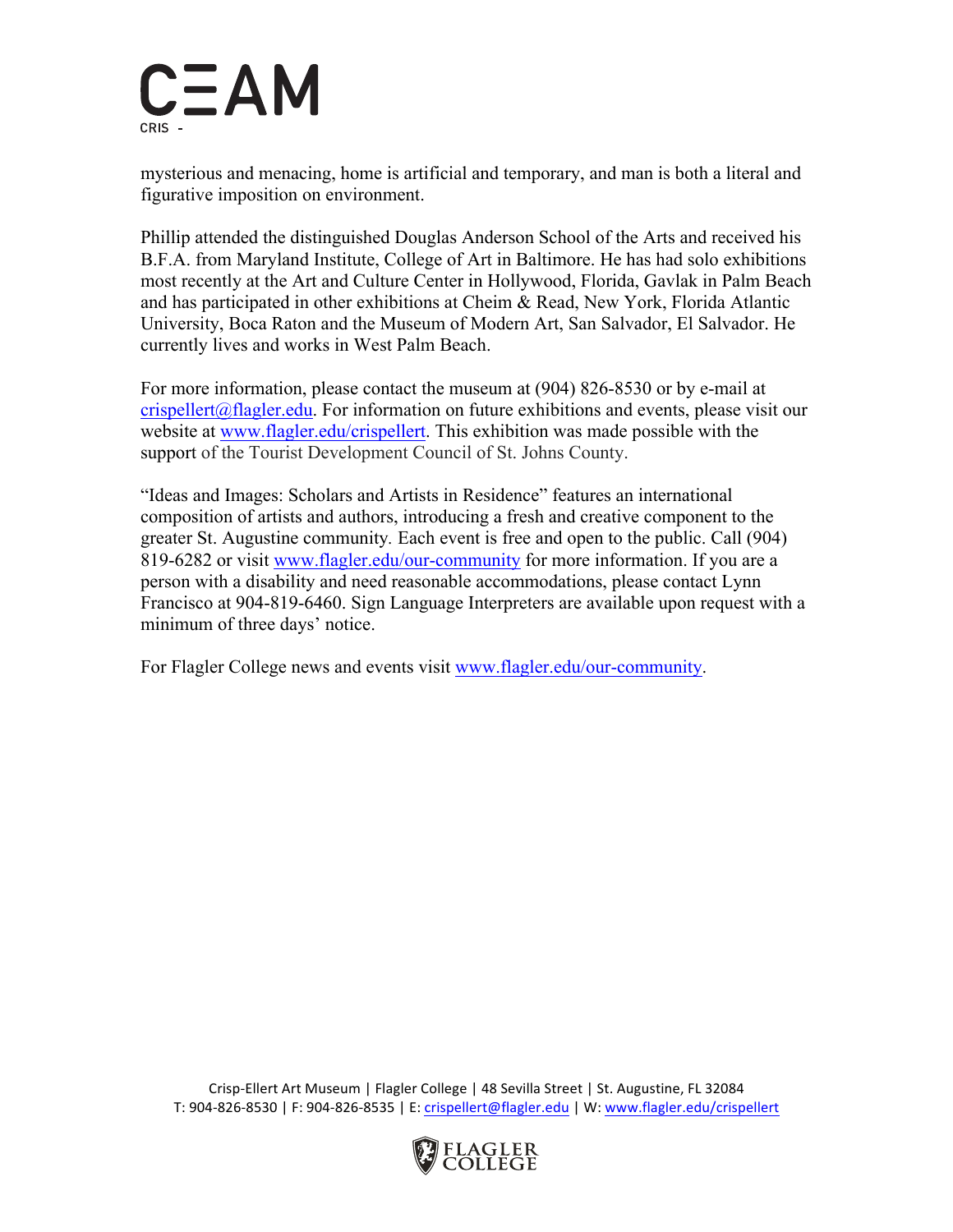mysterious and menacing, home is artificial and temporary, and man is both a literal and figurative imposition on environment.

Phillip attended the distinguished Douglas Anderson School of the Arts and received his B.F.A. from Maryland Institute, College of Art in Baltimore. He has had solo exhibitions most recently at the Art and Culture Center in Hollywood, Florida, Gavlak in Palm Beach and has participated in other exhibitions at Cheim & Read, New York, Florida Atlantic University, Boca Raton and the Museum of Modern Art, San Salvador, El Salvador. He currently lives and works in West Palm Beach.

For more information, please contact the museum at (904) 826-8530 or by e-mail at crispellert@flagler.edu. For information on future exhibitions and events, please visit our website at www.flagler.edu/crispellert. This exhibition was made possible with the support of the Tourist Development Council of St. Johns County.

"Ideas and Images: Scholars and Artists in Residence" features an international composition of artists and authors, introducing a fresh and creative component to the greater St. Augustine community. Each event is free and open to the public. Call (904) 819-6282 or visit www.flagler.edu/our-community for more information. If you are a person with a disability and need reasonable accommodations, please contact Lynn Francisco at 904-819-6460. Sign Language Interpreters are available upon request with a minimum of three days' notice.

For Flagler College news and events visit www.flagler.edu/our-community.